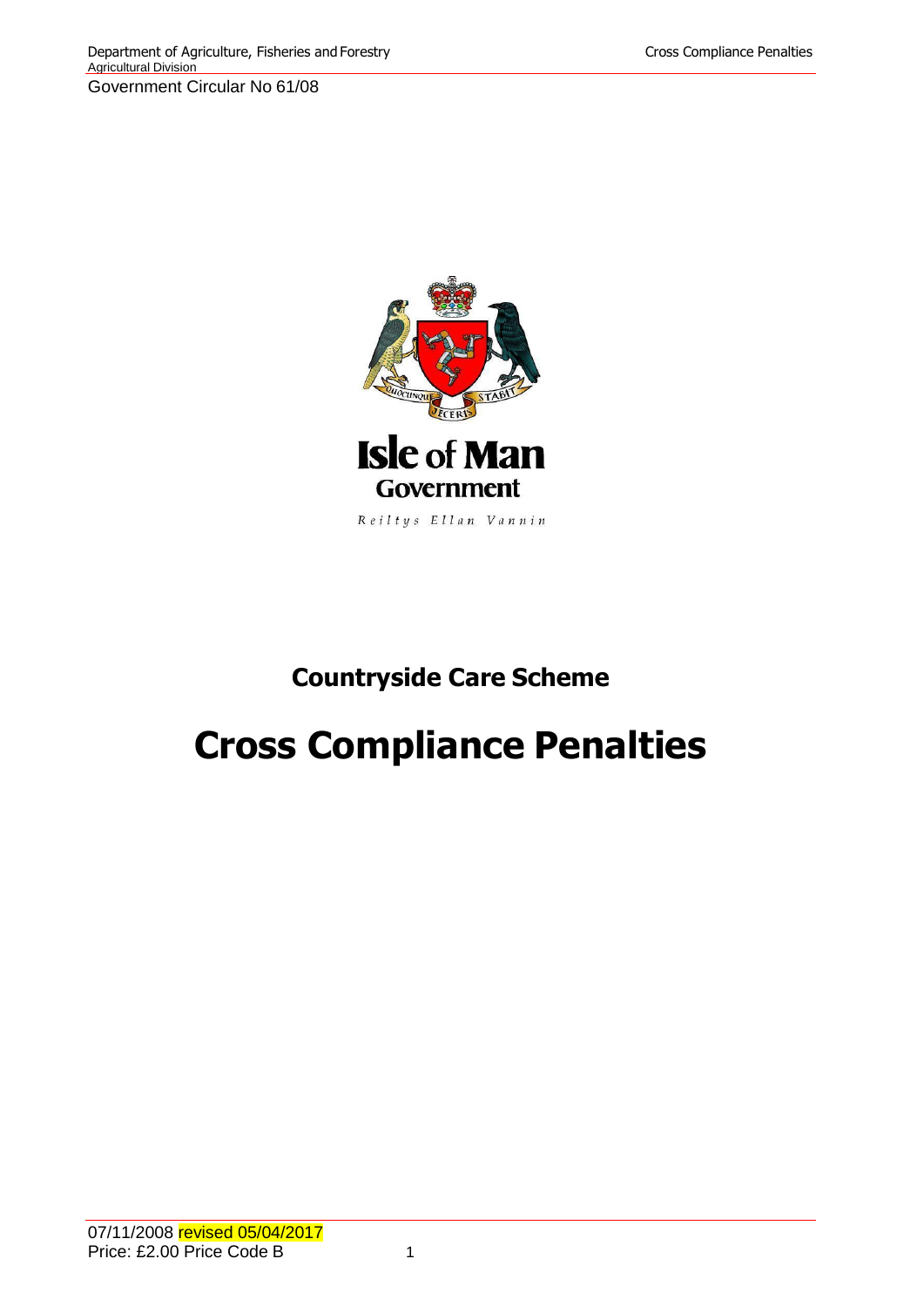Government Circular No 61/08

Isle of Man Government

Reiltys Ellan Vannin

## Countryside Care Scheme

# Cross Compliance Penalties

07/11/2008 revised 05/04/2017

Price: £2.00 Price Code B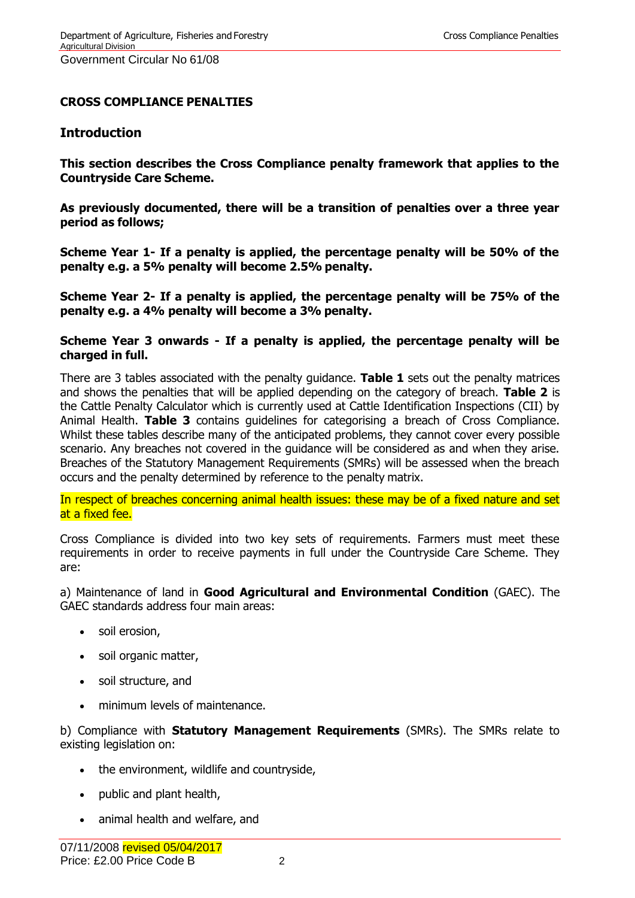**CROSS COMPLIANCE PENALTIES**

## Introduction

**This section describes the Cross Compliance penalty framework that applies to the Countryside Care Scheme.**

**As previously documented, there will be a transition of penalties over a three year period as follows;**

**Scheme Year 1- If a penalty is applied, the percentage penalty will be 50% of the penalty e.g. a 5% penalty will become 2.5% penalty.**

**Scheme Year 2- If a penalty is applied, the percentage penalty will be 75% of the penalty e.g. a 4% penalty will become a 3% penalty.**

**Scheme Year 3 onwards - If a penalty is applied, the percentage penalty will be charged in full.**

There are 3 tables associated with the penalty guidance. **Table 1** sets out the penalty matrices and shows the penalties that will be applied depending on the category of breach. **Table 2** is the Cattle Penalty Calculator which is currently used at Cattle Identification Inspections (CII) by Animal Health. **Table 3** contains guidelines for categorising a breach of Cross Compliance. Whilst these tables describe many of the anticipated problems, they cannot cover every possible scenario. Any breaches not covered in the guidance will be considered as and when they arise. Breaches of the Statutory Management Requirements (SMRs) will be assessed when the breach occurs and the penalty determined by reference to the penalty matrix.

In respect of breaches concerning animal health issues: these may be of a fixed nature and set at a fixed fee.

Cross Compliance is divided into two key sets of requirements. Farmers must meet these requirements in order to receive payments in full under the Countryside Care Scheme. They are:

a) Maintenance of land in **Good Agricultural and Environmental Condition** (GAEC). The GAEC standards address four main areas:

- soil erosion,
- soil organic matter,
- soil structure, and
- minimum levels of maintenance.

b) Compliance with **Statutory Management Requirements** (SMRs). The SMRs relate to existing legislation on:

- the environment, wildlife and countryside,
- public and plant health,
- animal health and welfare, and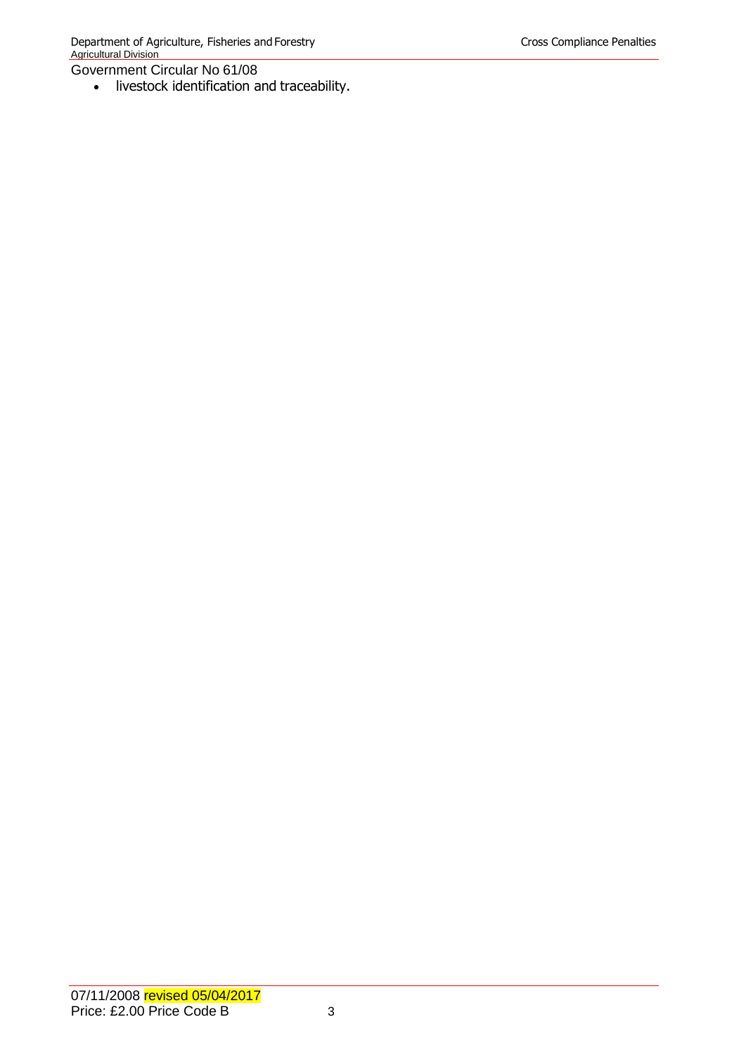- livestock identification and traceability.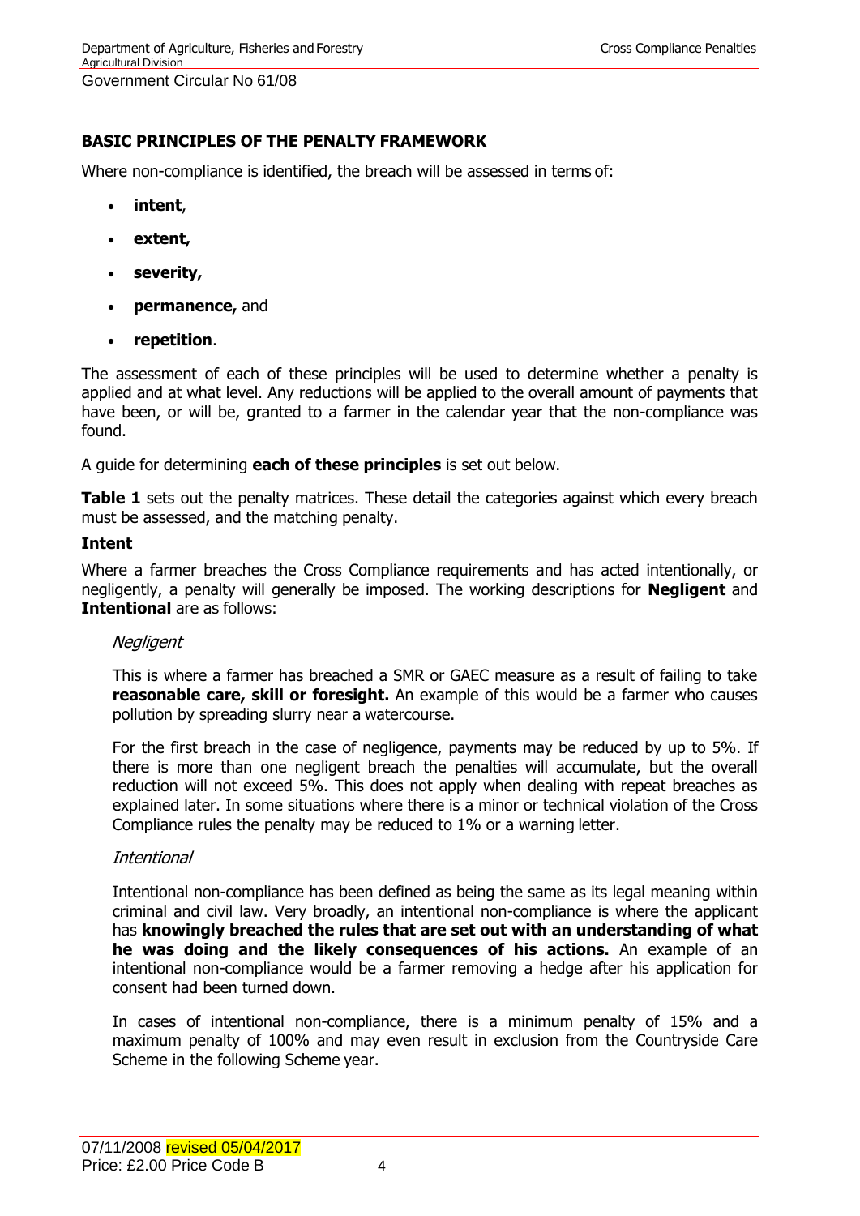## BASIC PRINCIPLES OF THE PENALTY FRAMEWORK

Where non-compliance is identified, the breach will be assessed in terms of:

- **intent**,
- **extent,**
- **severity,**
- **permanence,** and
- **repetition**.

The assessment of each of these principles will be used to determine whether a penalty is applied and at what level. Any reductions will be applied to the overall amount of payments that have been, or will be, granted to a farmer in the calendar year that the non-compliance was found.

A guide for determining **each of these principles** is set out below.

**Table 1** sets out the penalty matrices. These detail the categories against which every breach must be assessed, and the matching penalty.

### Intent

Where a farmer breaches the Cross Compliance requirements and has acted intentionally, or negligently, a penalty will generally be imposed. The working descriptions for **Negligent** and **Intentional** are as follows:

*Negligent*

This is where a farmer has breached a SMR or GAEC measure as a result of failing to take **reasonable care, skill or foresight.** An example of this would be a farmer who causes pollution by spreading slurry near a watercourse.

For the first breach in the case of negligence, payments may be reduced by up to 5%. If there is more than one negligent breach the penalties will accumulate, but the overall reduction will not exceed 5%. This does not apply when dealing with repeat breaches as explained later. In some situations where there is a minor or technical violation of the Cross Compliance rules the penalty may be reduced to 1% or a warning letter.

*Intentional*

Intentional non-compliance has been defined as being the same as its legal meaning within criminal and civil law. Very broadly, an intentional non-compliance is where the applicant has **knowingly breached the rules that are set out with an understanding of what he was doing and the likely consequences of his actions.** An example of an intentional non-compliance would be a farmer removing a hedge after his application for consent had been turned down.

In cases of intentional non-compliance, there is a minimum penalty of 15% and a maximum penalty of 100% and may even result in exclusion from the Countryside Care Scheme in the following Scheme year.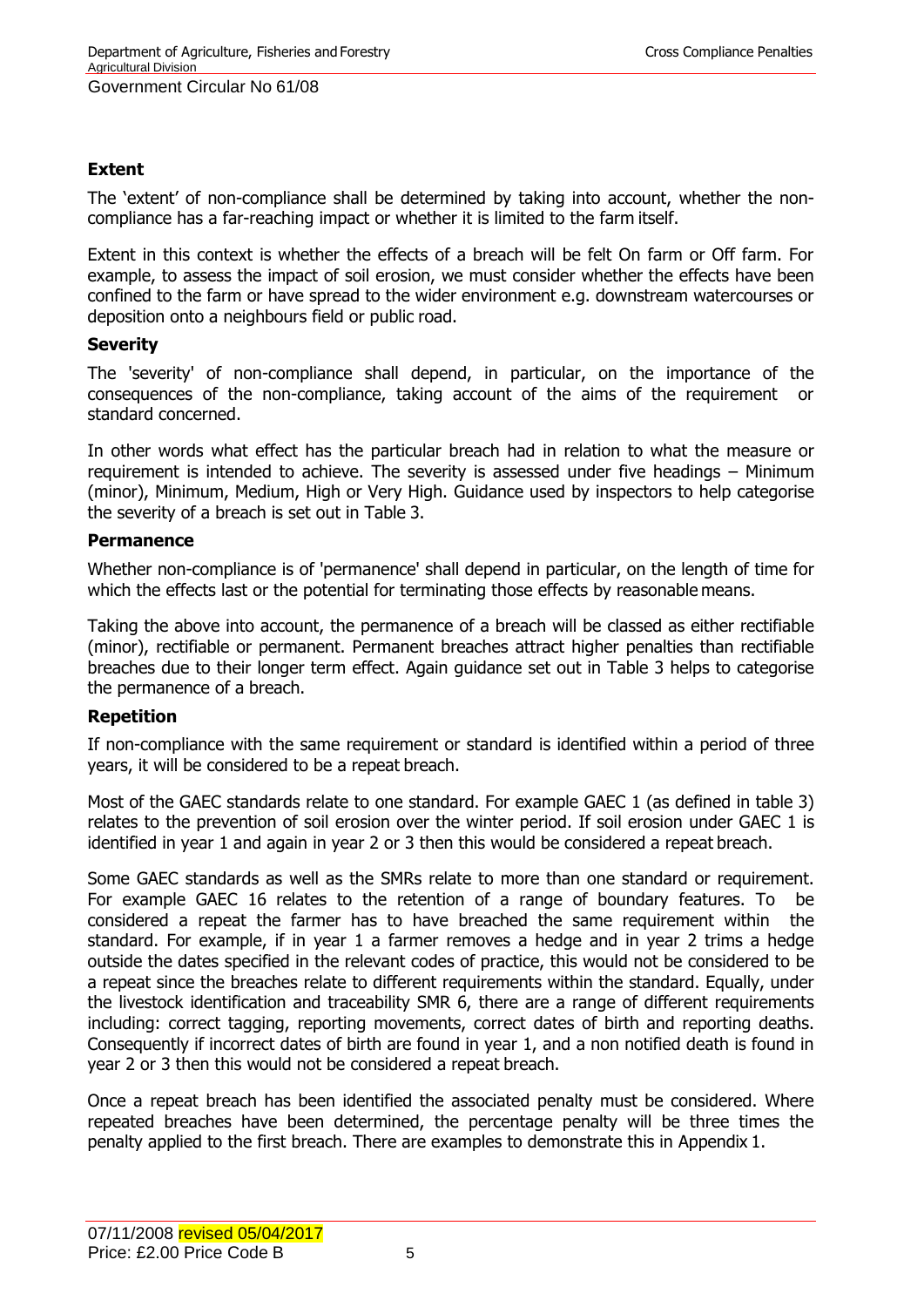## Extent

The 'extent' of non-compliance shall be determined by taking into account, whether the non-compliance has a far-reaching impact or whether it is limited to the farm itself.

Extent in this context is whether the effects of a breach will be felt On farm or Off farm. For example, to assess the impact of soil erosion, we must consider whether the effects have been confined to the farm or have spread to the wider environment e.g. downstream watercourses or deposition onto a neighbours field or public road.

## Severity

The 'severity' of non-compliance shall depend, in particular, on the importance of the consequences of the non-compliance, taking account of the aims of the requirement or standard concerned.

In other words what effect has the particular breach had in relation to what the measure or requirement is intended to achieve. The severity is assessed under five headings – Minimum (minor), Minimum, Medium, High or Very High. Guidance used by inspectors to help categorise the severity of a breach is set out in Table 3.

## Permanence

Whether non-compliance is of 'permanence' shall depend in particular, on the length of time for which the effects last or the potential for terminating those effects by reasonable means.

Taking the above into account, the permanence of a breach will be classed as either rectifiable (minor), rectifiable or permanent. Permanent breaches attract higher penalties than rectifiable breaches due to their longer term effect. Again guidance set out in Table 3 helps to categorise the permanence of a breach.

## Repetition

If non-compliance with the same requirement or standard is identified within a period of three years, it will be considered to be a repeat breach.

Most of the GAEC standards relate to one standard. For example GAEC 1 (as defined in table 3) relates to the prevention of soil erosion over the winter period. If soil erosion under GAEC 1 is identified in year 1 and again in year 2 or 3 then this would be considered a repeat breach.

Some GAEC standards as well as the SMRs relate to more than one standard or requirement. For example GAEC 16 relates to the retention of a range of boundary features. To be considered a repeat the farmer has to have breached the same requirement within the standard. For example, if in year 1 a farmer removes a hedge and in year 2 trims a hedge outside the dates specified in the relevant codes of practice, this would not be considered to be a repeat since the breaches relate to different requirements within the standard. Equally, under the livestock identification and traceability SMR 6, there are a range of different requirements including: correct tagging, reporting movements, correct dates of birth and reporting deaths. Consequently if incorrect dates of birth are found in year 1, and a non notified death is found in year 2 or 3 then this would not be considered a repeat breach.

Once a repeat breach has been identified the associated penalty must be considered. Where repeated breaches have been determined, the percentage penalty will be three times the penalty applied to the first breach. There are examples to demonstrate this in Appendix 1.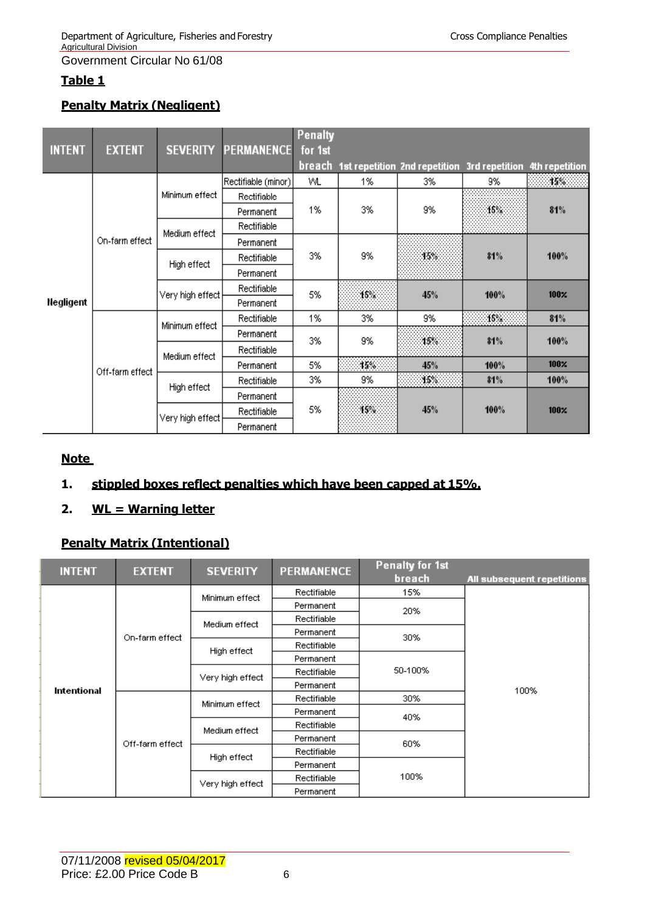## Table 1

### Penalty Matrix (Negligent)

| INTENT | EXTENT | SEVERITY | PERMANENCE | Penalty for 1st breach | 1st repetition | 2nd repetition | 3rd repetition | 4th repetition |
|---|---|---|---|---|---|---|---|---|
| Negligent | On-farm effect | Minimum effect | Rectifiable (minor) | WL | 1% | 3% | 9% | 15% |
| | | | Rectifiable | 1% | 3% | 9% | 15% | 81% |
| | | | Permanent | 1% | 3% | 9% | 15% | 81% |
| | | Medium effect | Rectifiable | 1% | 3% | 9% | 15% | 81% |
| | | | Permanent | 3% | 9% | 15% | 81% | 100% |
| | | High effect | Rectifiable | 3% | 9% | 15% | 81% | 100% |
| | | | Permanent | 3% | 9% | 15% | 81% | 100% |
| | | Very high effect | Rectifiable | 5% | 15% | 45% | 100% | 100% |
| | | | Permanent | 5% | 15% | 45% | 100% | 100% |
| | Off-farm effect | Minimum effect | Rectifiable | 1% | 3% | 9% | 15% | 81% |
| | | | Permanent | 3% | 9% | 15% | 81% | 100% |
| | | Medium effect | Rectifiable | 3% | 9% | 15% | 81% | 100% |
| | | | Permanent | 5% | 15% | 45% | 100% | 100% |
| | | High effect | Rectifiable | 3% | 9% | 15% | 81% | 100% |
| | | | Permanent | 5% | 15% | 45% | 100% | 100% |
| | | Very high effect | Rectifiable | 5% | 15% | 45% | 100% | 100% |
| | | | Permanent | 5% | 15% | 45% | 100% | 100% |

### Note

1. **stippled boxes reflect penalties which have been capped at 15%.**
2. **WL = Warning letter**

### Penalty Matrix (Intentional)

| INTENT | EXTENT | SEVERITY | PERMANENCE | Penalty for 1st breach | All subsequent repetitions |
|---|---|---|---|---|---|
| Intentional | On-farm effect | Minimum effect | Rectifiable | 15% | 100% |
| | | | Permanent | 20% | 100% |
| | | Medium effect | Rectifiable | 20% | 100% |
| | | | Permanent | 30% | 100% |
| | | High effect | Rectifiable | 30% | 100% |
| | | | Permanent | 50-100% | 100% |
| | | Very high effect | Rectifiable | 50-100% | 100% |
| | | | Permanent | 50-100% | 100% |
| | Off-farm effect | Minimum effect | Rectifiable | 30% | 100% |
| | | | Permanent | 40% | 100% |
| | | Medium effect | Rectifiable | 40% | 100% |
| | | | Permanent | 60% | 100% |
| | | High effect | Rectifiable | 60% | 100% |
| | | | Permanent | 100% | 100% |
| | | Very high effect | Rectifiable | 100% | 100% |
| | | | Permanent | 100% | 100% |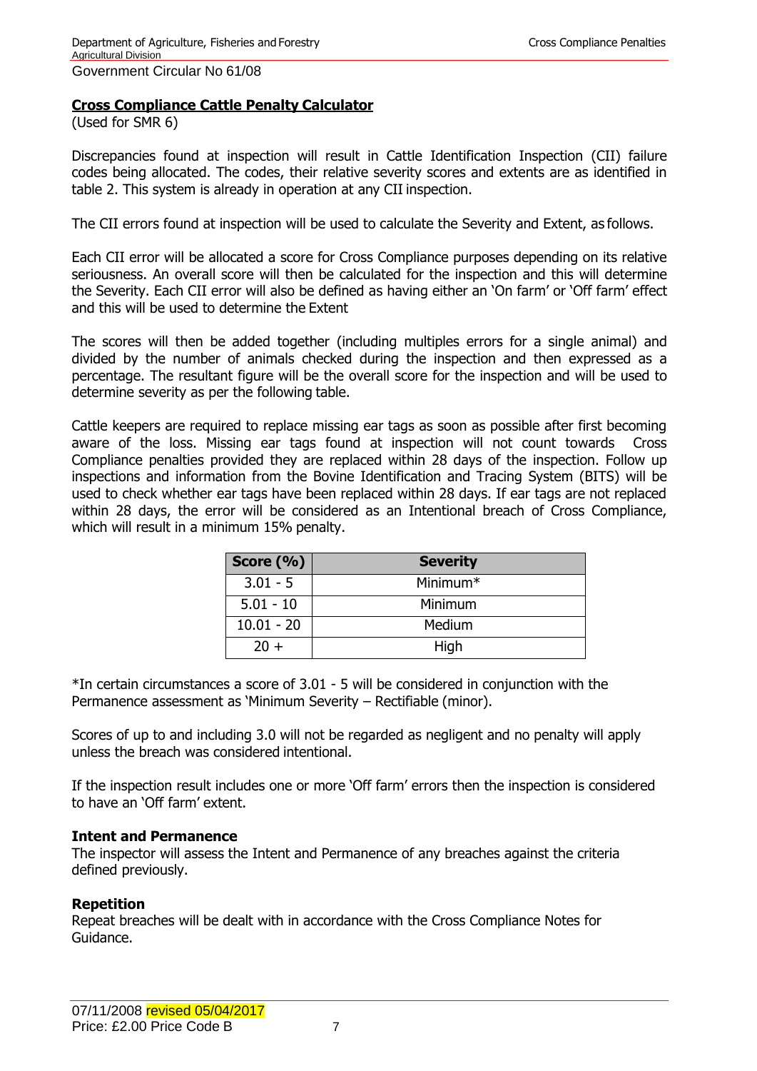## Cross Compliance Cattle Penalty Calculator

(Used for SMR 6)

Discrepancies found at inspection will result in Cattle Identification Inspection (CII) failure codes being allocated. The codes, their relative severity scores and extents are as identified in table 2. This system is already in operation at any CII inspection.

The CII errors found at inspection will be used to calculate the Severity and Extent, as follows.

Each CII error will be allocated a score for Cross Compliance purposes depending on its relative seriousness. An overall score will then be calculated for the inspection and this will determine the Severity. Each CII error will also be defined as having either an 'On farm' or 'Off farm' effect and this will be used to determine the Extent

The scores will then be added together (including multiples errors for a single animal) and divided by the number of animals checked during the inspection and then expressed as a percentage. The resultant figure will be the overall score for the inspection and will be used to determine severity as per the following table.

Cattle keepers are required to replace missing ear tags as soon as possible after first becoming aware of the loss. Missing ear tags found at inspection will not count towards Cross Compliance penalties provided they are replaced within 28 days of the inspection. Follow up inspections and information from the Bovine Identification and Tracing System (BITS) will be used to check whether ear tags have been replaced within 28 days. If ear tags are not replaced within 28 days, the error will be considered as an Intentional breach of Cross Compliance, which will result in a minimum 15% penalty.

| Score (%) | Severity |
|---|---|
| 3.01 - 5 | Minimum* |
| 5.01 - 10 | Minimum |
| 10.01 - 20 | Medium |
| 20 + | High |

*In certain circumstances a score of 3.01 - 5 will be considered in conjunction with the Permanence assessment as 'Minimum Severity – Rectifiable (minor).

Scores of up to and including 3.0 will not be regarded as negligent and no penalty will apply unless the breach was considered intentional.

If the inspection result includes one or more 'Off farm' errors then the inspection is considered to have an 'Off farm' extent.

### Intent and Permanence

The inspector will assess the Intent and Permanence of any breaches against the criteria defined previously.

### Repetition

Repeat breaches will be dealt with in accordance with the Cross Compliance Notes for Guidance.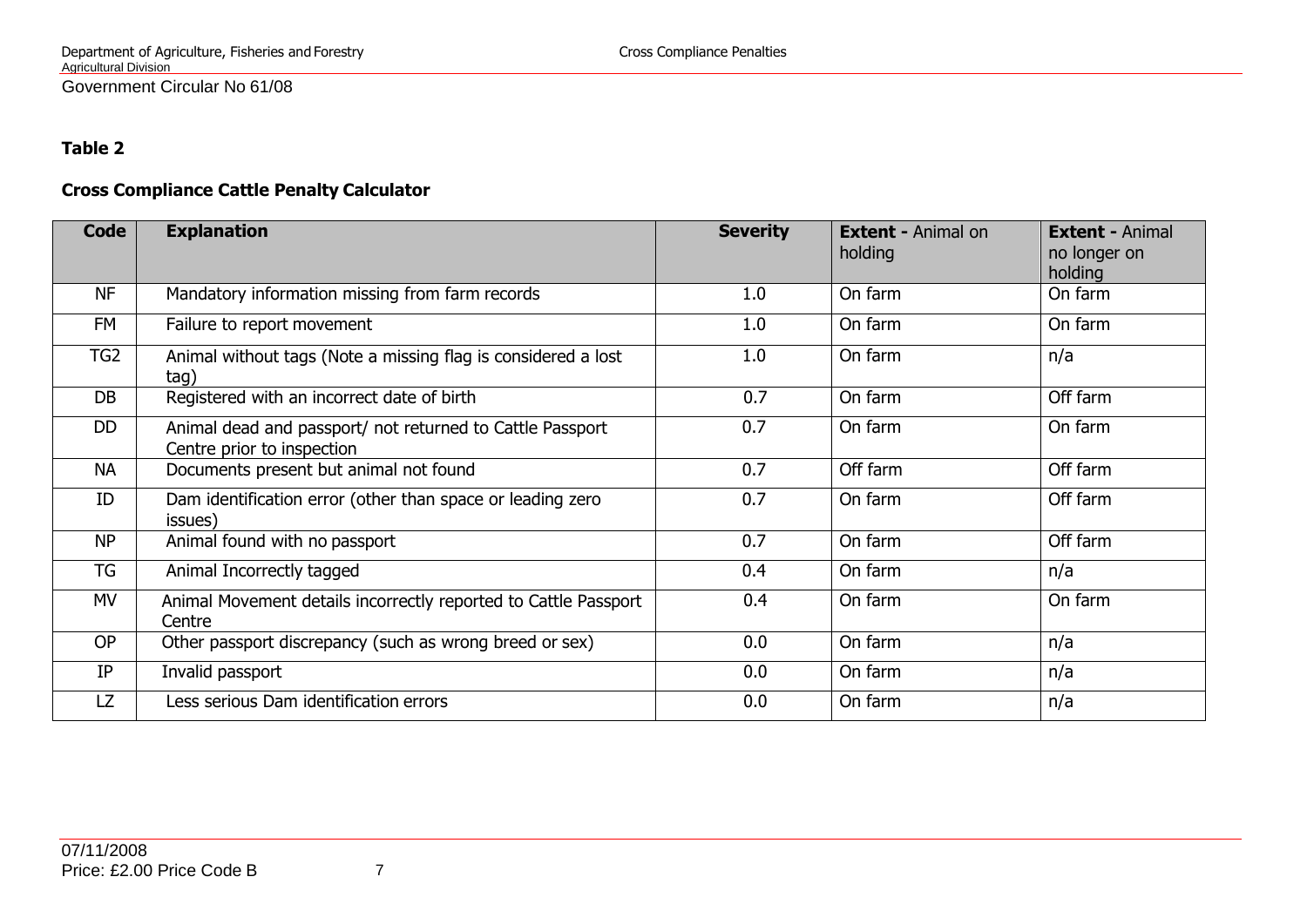**Table 2**

**Cross Compliance Cattle Penalty Calculator**

| Code | Explanation | Severity | **Extent -** Animal on holding | **Extent -** Animal no longer on holding |
|---|---|---|---|---|
| NF | Mandatory information missing from farm records | 1.0 | On farm | On farm |
| FM | Failure to report movement | 1.0 | On farm | On farm |
| TG2 | Animal without tags (Note a missing flag is considered a lost tag) | 1.0 | On farm | n/a |
| DB | Registered with an incorrect date of birth | 0.7 | On farm | Off farm |
| DD | Animal dead and passport/ not returned to Cattle Passport Centre prior to inspection | 0.7 | On farm | On farm |
| NA | Documents present but animal not found | 0.7 | Off farm | Off farm |
| ID | Dam identification error (other than space or leading zero issues) | 0.7 | On farm | Off farm |
| NP | Animal found with no passport | 0.7 | On farm | Off farm |
| TG | Animal Incorrectly tagged | 0.4 | On farm | n/a |
| MV | Animal Movement details incorrectly reported to Cattle Passport Centre | 0.4 | On farm | On farm |
| OP | Other passport discrepancy (such as wrong breed or sex) | 0.0 | On farm | n/a |
| IP | Invalid passport | 0.0 | On farm | n/a |
| LZ | Less serious Dam identification errors | 0.0 | On farm | n/a |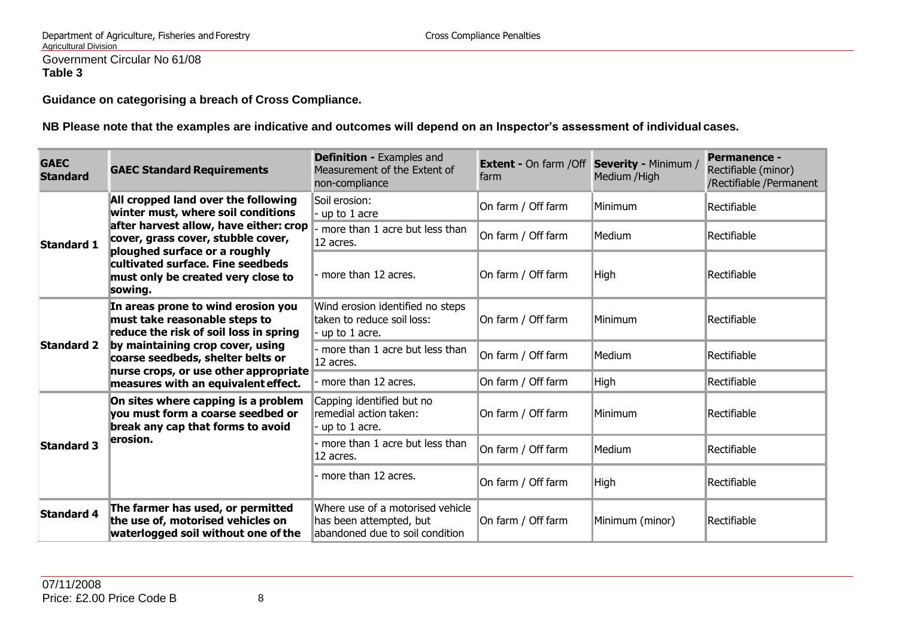Government Circular No 61/08

**Table 3**

**Guidance on categorising a breach of Cross Compliance.**

**NB Please note that the examples are indicative and outcomes will depend on an Inspector's assessment of individual cases.**

| GAEC Standard | GAEC Standard Requirements | Definition - Examples and Measurement of the Extent of non-compliance | Extent - On farm /Off farm | Severity - Minimum / Medium /High | Permanence - Rectifiable (minor) /Rectifiable /Permanent |
|---|---|---|---|---|---|
| **Standard 1** | **All cropped land over the following winter must, where soil conditions after harvest allow, have either: crop cover, grass cover, stubble cover, ploughed surface or a roughly cultivated surface. Fine seedbeds must only be created very close to sowing.** | Soil erosion: - up to 1 acre | On farm / Off farm | Minimum | Rectifiable |
| | | - more than 1 acre but less than 12 acres. | On farm / Off farm | Medium | Rectifiable |
| | | - more than 12 acres. | On farm / Off farm | High | Rectifiable |
| **Standard 2** | **In areas prone to wind erosion you must take reasonable steps to reduce the risk of soil loss in spring by maintaining crop cover, using coarse seedbeds, shelter belts or nurse crops, or use other appropriate measures with an equivalent effect.** | Wind erosion identified no steps taken to reduce soil loss: - up to 1 acre. | On farm / Off farm | Minimum | Rectifiable |
| | | - more than 1 acre but less than 12 acres. | On farm / Off farm | Medium | Rectifiable |
| | | - more than 12 acres. | On farm / Off farm | High | Rectifiable |
| **Standard 3** | **On sites where capping is a problem you must form a coarse seedbed or break any cap that forms to avoid erosion.** | Capping identified but no remedial action taken: - up to 1 acre. | On farm / Off farm | Minimum | Rectifiable |
| | | - more than 1 acre but less than 12 acres. | On farm / Off farm | Medium | Rectifiable |
| | | - more than 12 acres. | On farm / Off farm | High | Rectifiable |
| **Standard 4** | **The farmer has used, or permitted the use of, motorised vehicles on waterlogged soil without one of the** | Where use of a motorised vehicle has been attempted, but abandoned due to soil condition | On farm / Off farm | Minimum (minor) | Rectifiable |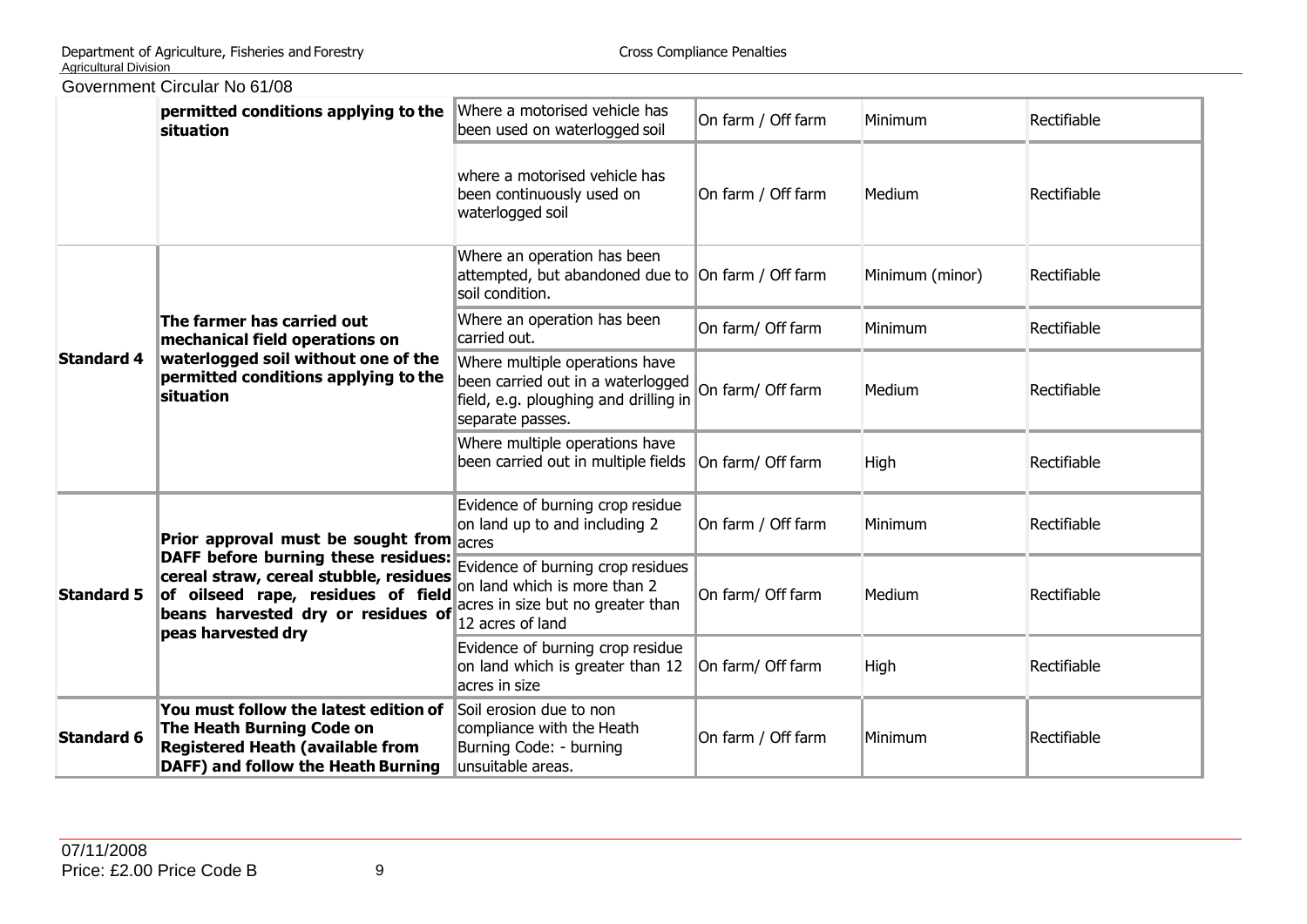| | | | | | |
|---|---|---|---|---|---|
| | **permitted conditions applying to the situation** | Where a motorised vehicle has been used on waterlogged soil | On farm / Off farm | Minimum | Rectifiable |
| | | where a motorised vehicle has been continuously used on waterlogged soil | On farm / Off farm | Medium | Rectifiable |
| **Standard 4** | **The farmer has carried out mechanical field operations on waterlogged soil without one of the permitted conditions applying to the situation** | Where an operation has been attempted, but abandoned due to soil condition. | On farm / Off farm | Minimum (minor) | Rectifiable |
| | | Where an operation has been carried out. | On farm/ Off farm | Minimum | Rectifiable |
| | | Where multiple operations have been carried out in a waterlogged field, e.g. ploughing and drilling in separate passes. | On farm/ Off farm | Medium | Rectifiable |
| | | Where multiple operations have been carried out in multiple fields | On farm/ Off farm | High | Rectifiable |
| **Standard 5** | **Prior approval must be sought from DAFF before burning these residues: cereal straw, cereal stubble, residues of oilseed rape, residues of field beans harvested dry or residues of peas harvested dry** | Evidence of burning crop residue on land up to and including 2 acres | On farm / Off farm | Minimum | Rectifiable |
| | | Evidence of burning crop residues on land which is more than 2 acres in size but no greater than 12 acres of land | On farm/ Off farm | Medium | Rectifiable |
| | | Evidence of burning crop residue on land which is greater than 12 acres in size | On farm/ Off farm | High | Rectifiable |
| **Standard 6** | **You must follow the latest edition of The Heath Burning Code on Registered Heath (available from DAFF) and follow the Heath Burning** | Soil erosion due to non compliance with the Heath Burning Code: - burning unsuitable areas. | On farm / Off farm | Minimum | Rectifiable |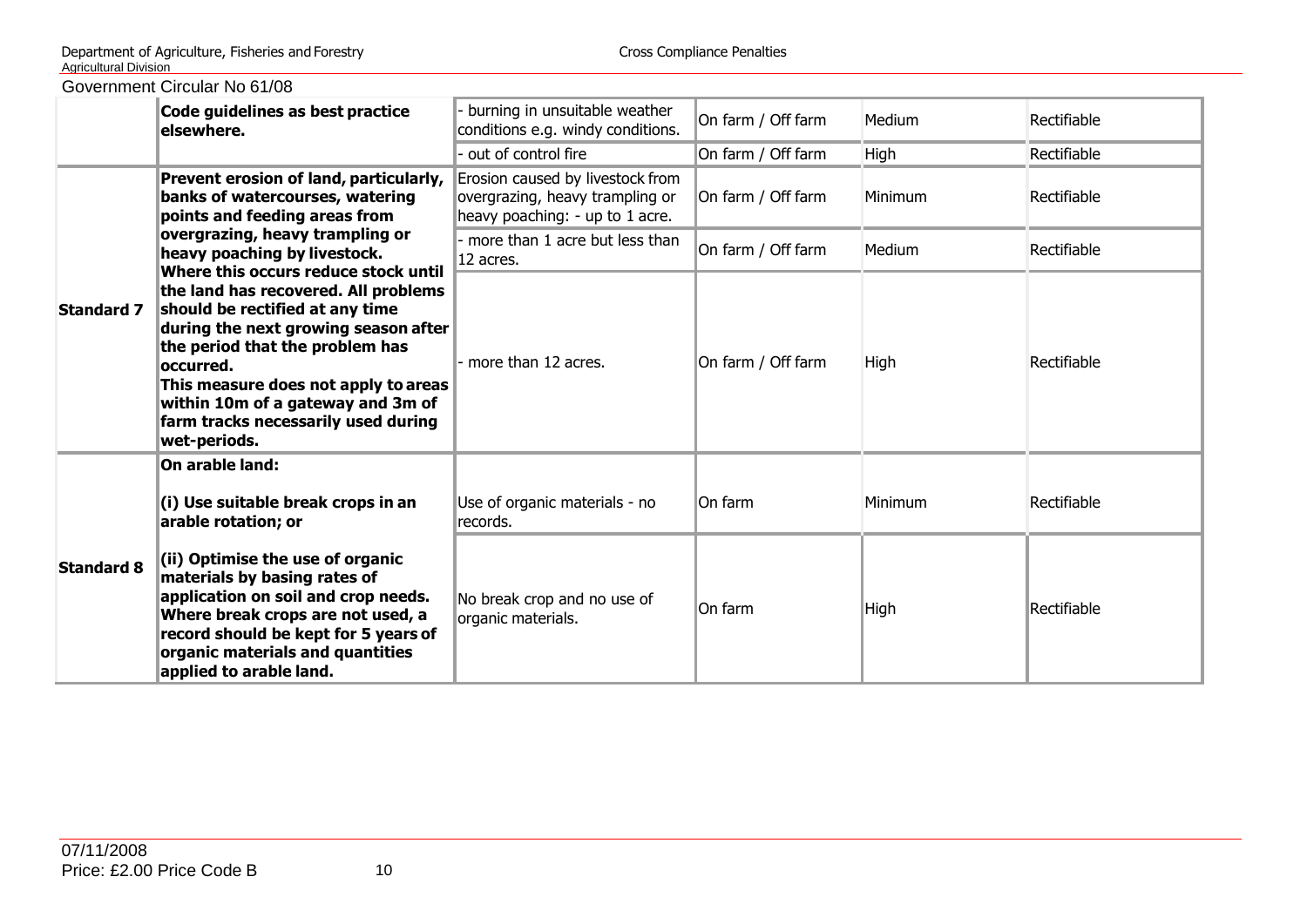| | | | | | |
|---|---|---|---|---|---|
| | **Code guidelines as best practice elsewhere.** | - burning in unsuitable weather conditions e.g. windy conditions. | On farm / Off farm | Medium | Rectifiable |
| | | - out of control fire | On farm / Off farm | High | Rectifiable |
| **Standard 7** | **Prevent erosion of land, particularly, banks of watercourses, watering points and feeding areas from overgrazing, heavy trampling or heavy poaching by livestock. Where this occurs reduce stock until the land has recovered. All problems should be rectified at any time during the next growing season after the period that the problem has occurred. This measure does not apply to areas within 10m of a gateway and 3m of farm tracks necessarily used during wet-periods.** | Erosion caused by livestock from overgrazing, heavy trampling or heavy poaching: - up to 1 acre. | On farm / Off farm | Minimum | Rectifiable |
| | | - more than 1 acre but less than 12 acres. | On farm / Off farm | Medium | Rectifiable |
| | | - more than 12 acres. | On farm / Off farm | High | Rectifiable |
| **Standard 8** | **On arable land:**<br><br>**(i) Use suitable break crops in an arable rotation; or**<br><br>**(ii) Optimise the use of organic materials by basing rates of application on soil and crop needs. Where break crops are not used, a record should be kept for 5 years of organic materials and quantities applied to arable land.** | Use of organic materials - no records. | On farm | Minimum | Rectifiable |
| | | No break crop and no use of organic materials. | On farm | High | Rectifiable |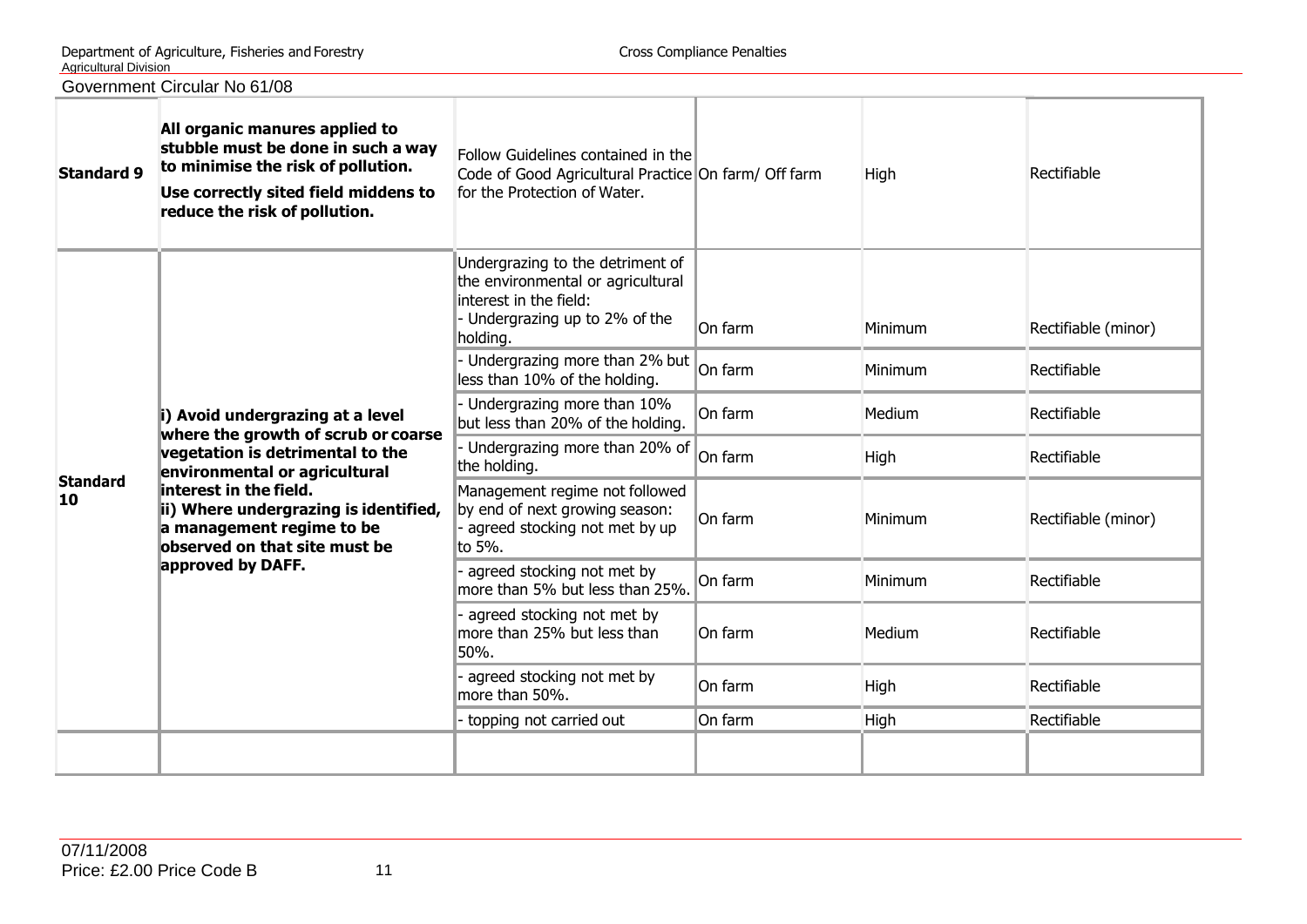| | | | | | |
|---|---|---|---|---|---|
| **Standard 9** | **All organic manures applied to stubble must be done in such a way to minimise the risk of pollution.** **Use correctly sited field middens to reduce the risk of pollution.** | Follow Guidelines contained in the Code of Good Agricultural Practice for the Protection of Water. | On farm/ Off farm | High | Rectifiable |
| **Standard 10** | **i) Avoid undergrazing at a level where the growth of scrub or coarse vegetation is detrimental to the environmental or agricultural interest in the field.** **ii) Where undergrazing is identified, a management regime to be observed on that site must be approved by DAFF.** | Undergrazing to the detriment of the environmental or agricultural interest in the field: - Undergrazing up to 2% of the holding. | On farm | Minimum | Rectifiable (minor) |
| | | - Undergrazing more than 2% but less than 10% of the holding. | On farm | Minimum | Rectifiable |
| | | - Undergrazing more than 10% but less than 20% of the holding. | On farm | Medium | Rectifiable |
| | | - Undergrazing more than 20% of the holding. | On farm | High | Rectifiable |
| | | Management regime not followed by end of next growing season: - agreed stocking not met by up to 5%. | On farm | Minimum | Rectifiable (minor) |
| | | - agreed stocking not met by more than 5% but less than 25%. | On farm | Minimum | Rectifiable |
| | | - agreed stocking not met by more than 25% but less than 50%. | On farm | Medium | Rectifiable |
| | | - agreed stocking not met by more than 50%. | On farm | High | Rectifiable |
| | | - topping not carried out | On farm | High | Rectifiable |
| | | | | | |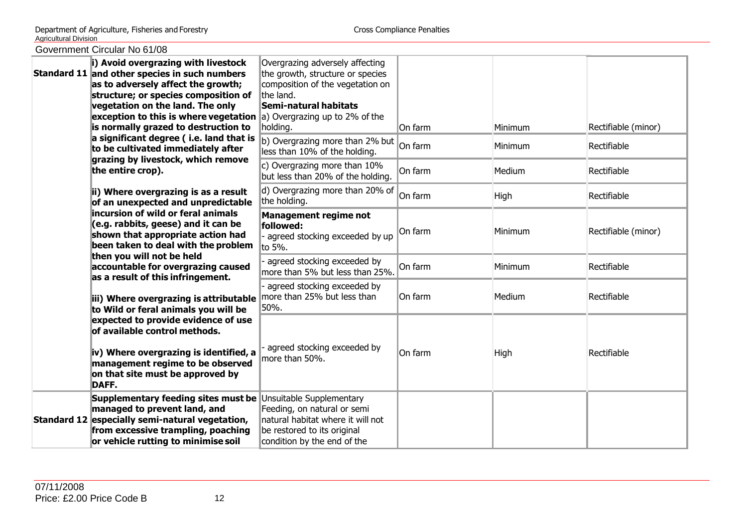| | | | | | |
|---|---|---|---|---|---|
| **Standard 11** | **i) Avoid overgrazing with livestock and other species in such numbers as to adversely affect the growth; structure; or species composition of vegetation on the land. The only exception to this is where vegetation is normally grazed to destruction to a significant degree ( i.e. land that is to be cultivated immediately after grazing by livestock, which remove the entire crop).**<br><br>**ii) Where overgrazing is as a result of an unexpected and unpredictable incursion of wild or feral animals (e.g. rabbits, geese) and it can be shown that appropriate action had been taken to deal with the problem then you will not be held accountable for overgrazing caused as a result of this infringement.**<br><br>**iii) Where overgrazing is attributable to Wild or feral animals you will be expected to provide evidence of use of available control methods.**<br><br>**iv) Where overgrazing is identified, a management regime to be observed on that site must be approved by DAFF.** | Overgrazing adversely affecting the growth, structure or species composition of the vegetation on the land.<br>**Semi-natural habitats**<br>a) Overgrazing up to 2% of the holding. | On farm | Minimum | Rectifiable (minor) |
| | | b) Overgrazing more than 2% but less than 10% of the holding. | On farm | Minimum | Rectifiable |
| | | c) Overgrazing more than 10% but less than 20% of the holding. | On farm | Medium | Rectifiable |
| | | d) Overgrazing more than 20% of the holding. | On farm | High | Rectifiable |
| | | **Management regime not followed:**<br>- agreed stocking exceeded by up to 5%. | On farm | Minimum | Rectifiable (minor) |
| | | - agreed stocking exceeded by more than 5% but less than 25%. | On farm | Minimum | Rectifiable |
| | | - agreed stocking exceeded by more than 25% but less than 50%. | On farm | Medium | Rectifiable |
| | | - agreed stocking exceeded by more than 50%. | On farm | High | Rectifiable |
| **Standard 12** | **Supplementary feeding sites must be managed to prevent land, and especially semi-natural vegetation, from excessive trampling, poaching or vehicle rutting to minimise soil** | Unsuitable Supplementary Feeding, on natural or semi natural habitat where it will not be restored to its original condition by the end of the | | | |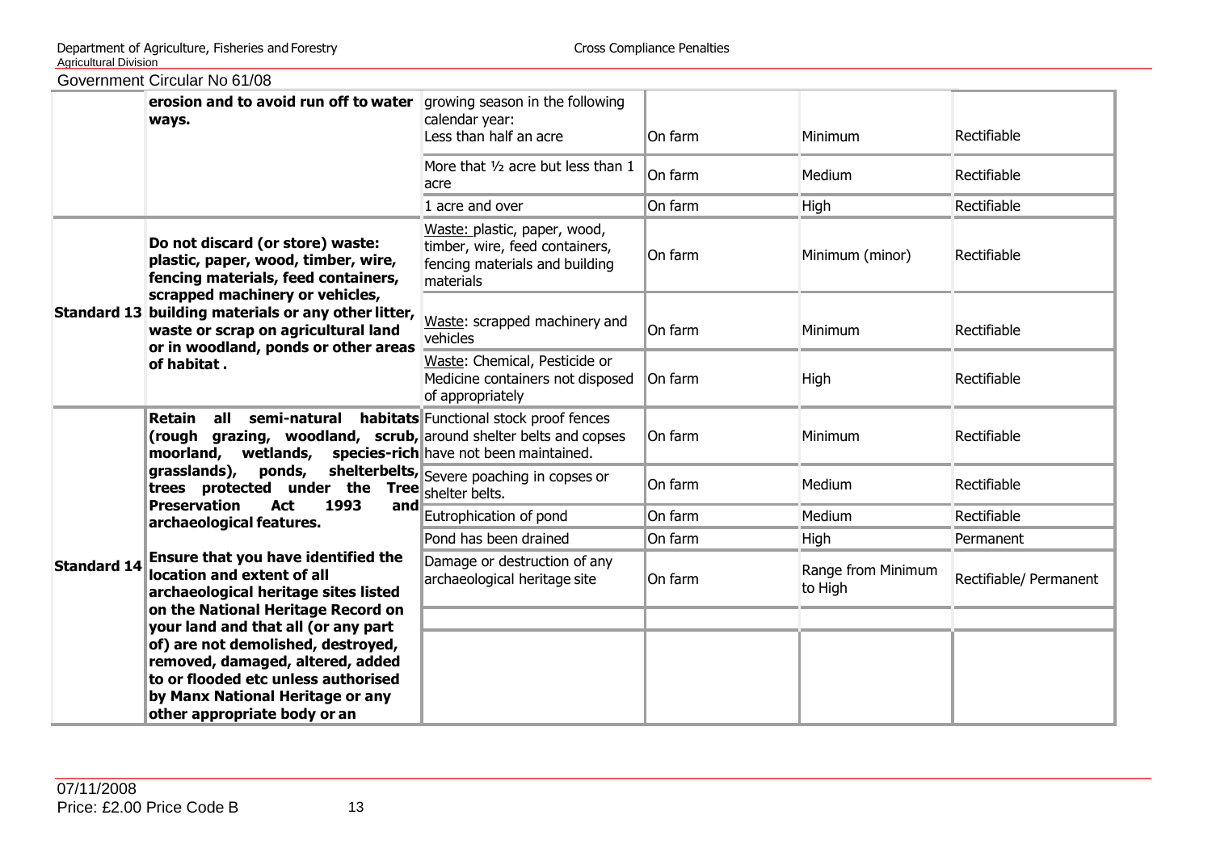| | | | | | |
|---|---|---|---|---|---|
| | **erosion and to avoid run off to water ways.** | growing season in the following calendar year: Less than half an acre | On farm | Minimum | Rectifiable |
| | | More that ½ acre but less than 1 acre | On farm | Medium | Rectifiable |
| | | 1 acre and over | On farm | High | Rectifiable |
| **Standard 13** | **Do not discard (or store) waste: plastic, paper, wood, timber, wire, fencing materials, feed containers, scrapped machinery or vehicles, building materials or any other litter, waste or scrap on agricultural land or in woodland, ponds or other areas of habitat .** | Waste: plastic, paper, wood, timber, wire, feed containers, fencing materials and building materials | On farm | Minimum (minor) | Rectifiable |
| | | Waste: scrapped machinery and vehicles | On farm | Minimum | Rectifiable |
| | | Waste: Chemical, Pesticide or Medicine containers not disposed of appropriately | On farm | High | Rectifiable |
| **Standard 14** | **Retain all semi-natural habitats (rough grazing, woodland, scrub, moorland, wetlands, species-rich grasslands), ponds, shelterbelts, trees protected under the Tree Preservation Act 1993 and archaeological features.** | Functional stock proof fences around shelter belts and copses have not been maintained. | On farm | Minimum | Rectifiable |
| | | Severe poaching in copses or shelter belts. | On farm | Medium | Rectifiable |
| | | Eutrophication of pond | On farm | Medium | Rectifiable |
| | | Pond has been drained | On farm | High | Permanent |
| | **Ensure that you have identified the location and extent of all archaeological heritage sites listed on the National Heritage Record on your land and that all (or any part of) are not demolished, destroyed, removed, damaged, altered, added to or flooded etc unless authorised by Manx National Heritage or any other appropriate body or an** | Damage or destruction of any archaeological heritage site | On farm | Range from Minimum to High | Rectifiable/ Permanent |
| | | | | | |
| | | | | | |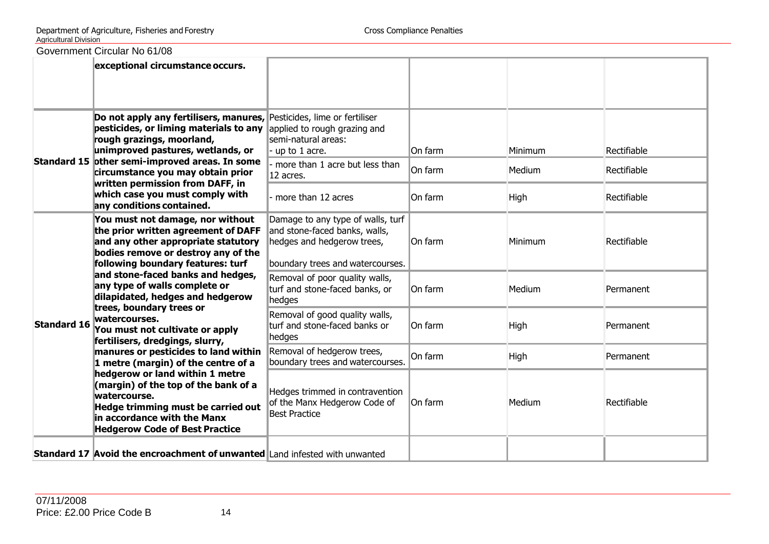| | | | | | |
|---|---|---|---|---|---|
| | **exceptional circumstance occurs.** | | | | |
| **Standard 15** | **Do not apply any fertilisers, manures, pesticides, or liming materials to any rough grazings, moorland, unimproved pastures, wetlands, or other semi-improved areas. In some circumstance you may obtain prior written permission from DAFF, in which case you must comply with any conditions contained.** | Pesticides, lime or fertiliser applied to rough grazing and semi-natural areas:<br>- up to 1 acre. | On farm | Minimum | Rectifiable |
| | | - more than 1 acre but less than 12 acres. | On farm | Medium | Rectifiable |
| | | - more than 12 acres | On farm | High | Rectifiable |
| **Standard 16** | **You must not damage, nor without the prior written agreement of DAFF and any other appropriate statutory bodies remove or destroy any of the following boundary features: turf and stone-faced banks and hedges, any type of walls complete or dilapidated, hedges and hedgerow trees, boundary trees or watercourses.**<br>**You must not cultivate or apply fertilisers, dredgings, slurry, manures or pesticides to land within 1 metre (margin) of the centre of a hedgerow or land within 1 metre (margin) of the top of the bank of a watercourse.**<br>**Hedge trimming must be carried out in accordance with the Manx Hedgerow Code of Best Practice** | Damage to any type of walls, turf and stone-faced banks, walls, hedges and hedgerow trees,<br><br>boundary trees and watercourses. | On farm | Minimum | Rectifiable |
| | | Removal of poor quality walls, turf and stone-faced banks, or hedges | On farm | Medium | Permanent |
| | | Removal of good quality walls, turf and stone-faced banks or hedges | On farm | High | Permanent |
| | | Removal of hedgerow trees, boundary trees and watercourses. | On farm | High | Permanent |
| | | Hedges trimmed in contravention of the Manx Hedgerow Code of Best Practice | On farm | Medium | Rectifiable |
| **Standard 17** | **Avoid the encroachment of unwanted** | Land infested with unwanted | | | |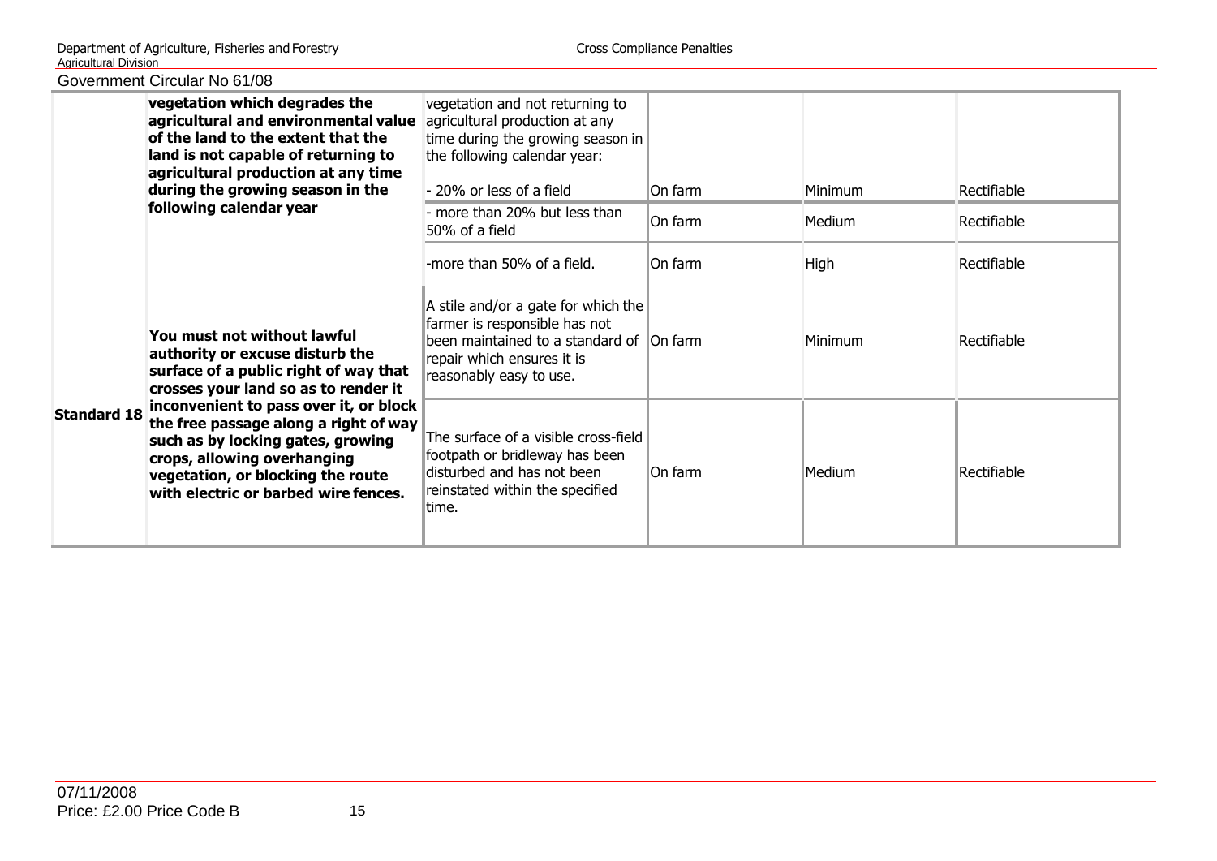| | | | | | |
|---|---|---|---|---|---|
| | **vegetation which degrades the agricultural and environmental value of the land to the extent that the land is not capable of returning to agricultural production at any time during the growing season in the following calendar year** | vegetation and not returning to agricultural production at any time during the growing season in the following calendar year:<br><br>- 20% or less of a field | On farm | Minimum | Rectifiable |
| | | - more than 20% but less than 50% of a field | On farm | Medium | Rectifiable |
| | | -more than 50% of a field. | On farm | High | Rectifiable |
| **Standard 18** | **You must not without lawful authority or excuse disturb the surface of a public right of way that crosses your land so as to render it inconvenient to pass over it, or block the free passage along a right of way such as by locking gates, growing crops, allowing overhanging vegetation, or blocking the route with electric or barbed wire fences.** | A stile and/or a gate for which the farmer is responsible has not been maintained to a standard of repair which ensures it is reasonably easy to use. | On farm | Minimum | Rectifiable |
| | | The surface of a visible cross-field footpath or bridleway has been disturbed and has not been reinstated within the specified time. | On farm | Medium | Rectifiable |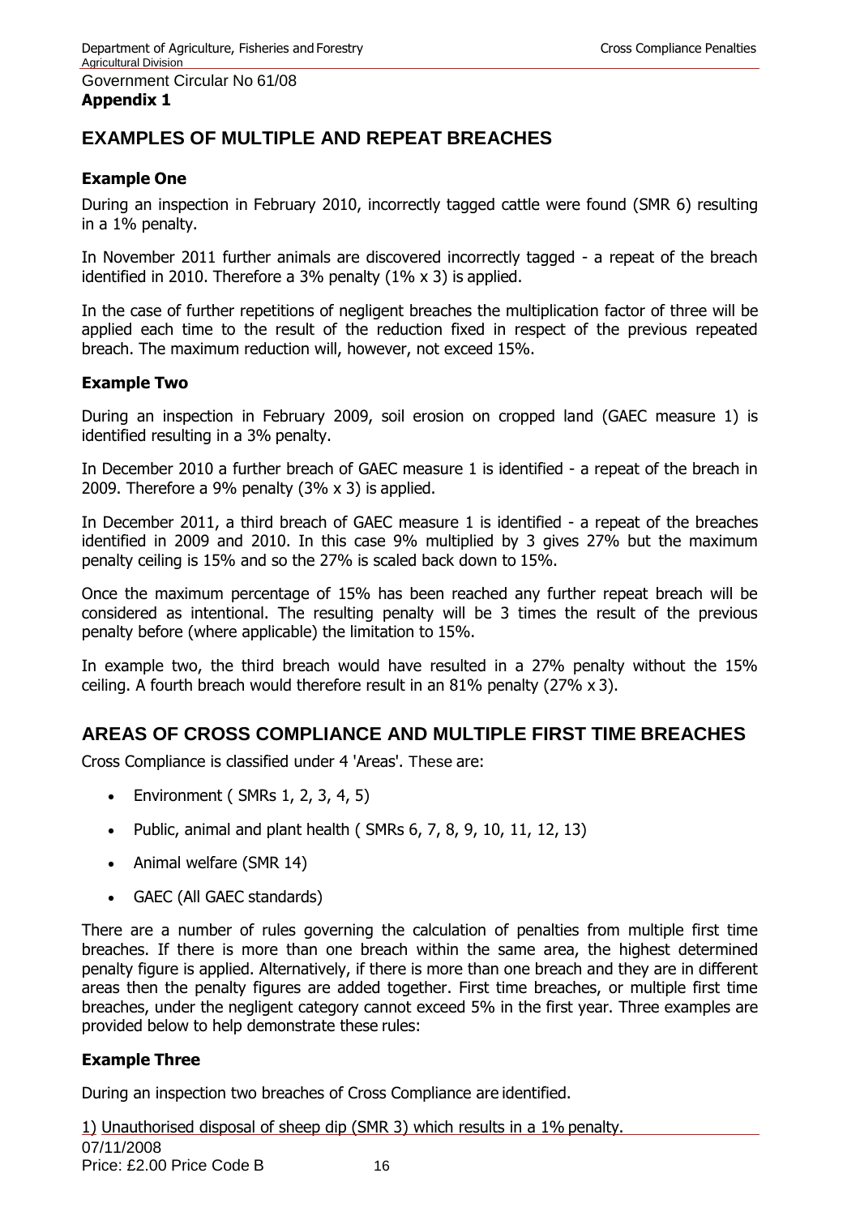Government Circular No 61/08

**Appendix 1**

## EXAMPLES OF MULTIPLE AND REPEAT BREACHES

### Example One

During an inspection in February 2010, incorrectly tagged cattle were found (SMR 6) resulting in a 1% penalty.

In November 2011 further animals are discovered incorrectly tagged - a repeat of the breach identified in 2010. Therefore a 3% penalty (1% x 3) is applied.

In the case of further repetitions of negligent breaches the multiplication factor of three will be applied each time to the result of the reduction fixed in respect of the previous repeated breach. The maximum reduction will, however, not exceed 15%.

### Example Two

During an inspection in February 2009, soil erosion on cropped land (GAEC measure 1) is identified resulting in a 3% penalty.

In December 2010 a further breach of GAEC measure 1 is identified - a repeat of the breach in 2009. Therefore a 9% penalty (3% x 3) is applied.

In December 2011, a third breach of GAEC measure 1 is identified - a repeat of the breaches identified in 2009 and 2010. In this case 9% multiplied by 3 gives 27% but the maximum penalty ceiling is 15% and so the 27% is scaled back down to 15%.

Once the maximum percentage of 15% has been reached any further repeat breach will be considered as intentional. The resulting penalty will be 3 times the result of the previous penalty before (where applicable) the limitation to 15%.

In example two, the third breach would have resulted in a 27% penalty without the 15% ceiling. A fourth breach would therefore result in an 81% penalty (27% x 3).

## AREAS OF CROSS COMPLIANCE AND MULTIPLE FIRST TIME BREACHES

Cross Compliance is classified under 4 'Areas'. These are:

- Environment ( SMRs 1, 2, 3, 4, 5)
- Public, animal and plant health ( SMRs 6, 7, 8, 9, 10, 11, 12, 13)
- Animal welfare (SMR 14)
- GAEC (All GAEC standards)

There are a number of rules governing the calculation of penalties from multiple first time breaches. If there is more than one breach within the same area, the highest determined penalty figure is applied. Alternatively, if there is more than one breach and they are in different areas then the penalty figures are added together. First time breaches, or multiple first time breaches, under the negligent category cannot exceed 5% in the first year. Three examples are provided below to help demonstrate these rules:

### Example Three

During an inspection two breaches of Cross Compliance are identified.

1) Unauthorised disposal of sheep dip (SMR 3) which results in a 1% penalty.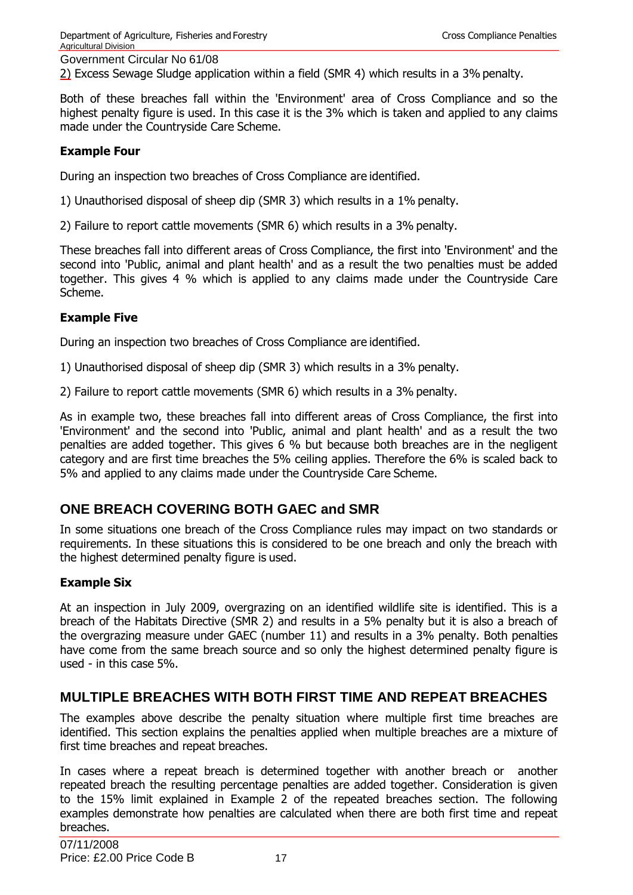2) Excess Sewage Sludge application within a field (SMR 4) which results in a 3% penalty.

Both of these breaches fall within the 'Environment' area of Cross Compliance and so the highest penalty figure is used. In this case it is the 3% which is taken and applied to any claims made under the Countryside Care Scheme.

**Example Four**

During an inspection two breaches of Cross Compliance are identified.

1) Unauthorised disposal of sheep dip (SMR 3) which results in a 1% penalty.

2) Failure to report cattle movements (SMR 6) which results in a 3% penalty.

These breaches fall into different areas of Cross Compliance, the first into 'Environment' and the second into 'Public, animal and plant health' and as a result the two penalties must be added together. This gives 4 % which is applied to any claims made under the Countryside Care Scheme.

**Example Five**

During an inspection two breaches of Cross Compliance are identified.

1) Unauthorised disposal of sheep dip (SMR 3) which results in a 3% penalty.

2) Failure to report cattle movements (SMR 6) which results in a 3% penalty.

As in example two, these breaches fall into different areas of Cross Compliance, the first into 'Environment' and the second into 'Public, animal and plant health' and as a result the two penalties are added together. This gives 6 % but because both breaches are in the negligent category and are first time breaches the 5% ceiling applies. Therefore the 6% is scaled back to 5% and applied to any claims made under the Countryside Care Scheme.

## ONE BREACH COVERING BOTH GAEC and SMR

In some situations one breach of the Cross Compliance rules may impact on two standards or requirements. In these situations this is considered to be one breach and only the breach with the highest determined penalty figure is used.

**Example Six**

At an inspection in July 2009, overgrazing on an identified wildlife site is identified. This is a breach of the Habitats Directive (SMR 2) and results in a 5% penalty but it is also a breach of the overgrazing measure under GAEC (number 11) and results in a 3% penalty. Both penalties have come from the same breach source and so only the highest determined penalty figure is used - in this case 5%.

## MULTIPLE BREACHES WITH BOTH FIRST TIME AND REPEAT BREACHES

The examples above describe the penalty situation where multiple first time breaches are identified. This section explains the penalties applied when multiple breaches are a mixture of first time breaches and repeat breaches.

In cases where a repeat breach is determined together with another breach or another repeated breach the resulting percentage penalties are added together. Consideration is given to the 15% limit explained in Example 2 of the repeated breaches section. The following examples demonstrate how penalties are calculated when there are both first time and repeat breaches.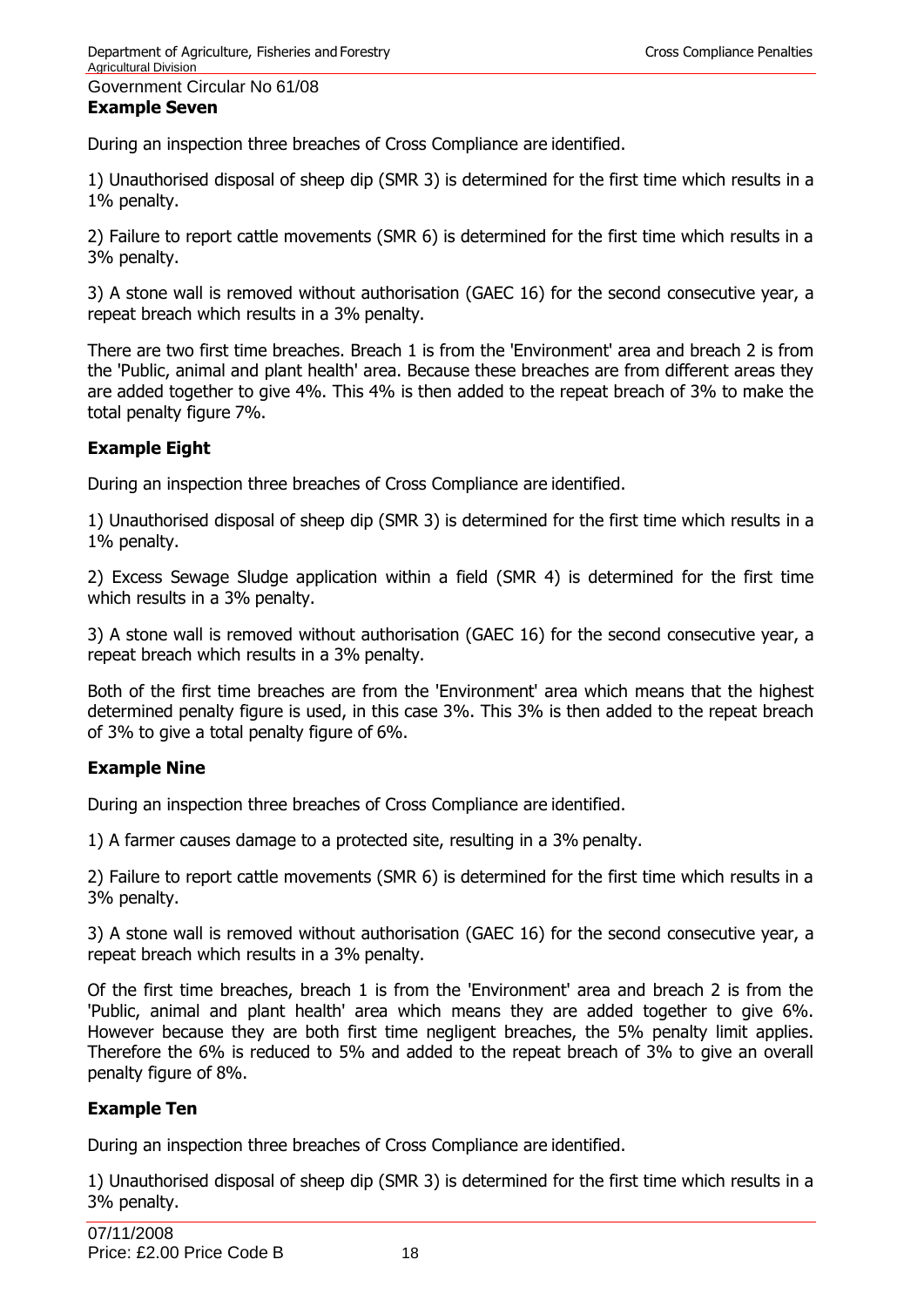### Example Seven

During an inspection three breaches of Cross Compliance are identified.

1) Unauthorised disposal of sheep dip (SMR 3) is determined for the first time which results in a 1% penalty.

2) Failure to report cattle movements (SMR 6) is determined for the first time which results in a 3% penalty.

3) A stone wall is removed without authorisation (GAEC 16) for the second consecutive year, a repeat breach which results in a 3% penalty.

There are two first time breaches. Breach 1 is from the 'Environment' area and breach 2 is from the 'Public, animal and plant health' area. Because these breaches are from different areas they are added together to give 4%. This 4% is then added to the repeat breach of 3% to make the total penalty figure 7%.

### Example Eight

During an inspection three breaches of Cross Compliance are identified.

1) Unauthorised disposal of sheep dip (SMR 3) is determined for the first time which results in a 1% penalty.

2) Excess Sewage Sludge application within a field (SMR 4) is determined for the first time which results in a 3% penalty.

3) A stone wall is removed without authorisation (GAEC 16) for the second consecutive year, a repeat breach which results in a 3% penalty.

Both of the first time breaches are from the 'Environment' area which means that the highest determined penalty figure is used, in this case 3%. This 3% is then added to the repeat breach of 3% to give a total penalty figure of 6%.

### Example Nine

During an inspection three breaches of Cross Compliance are identified.

1) A farmer causes damage to a protected site, resulting in a 3% penalty.

2) Failure to report cattle movements (SMR 6) is determined for the first time which results in a 3% penalty.

3) A stone wall is removed without authorisation (GAEC 16) for the second consecutive year, a repeat breach which results in a 3% penalty.

Of the first time breaches, breach 1 is from the 'Environment' area and breach 2 is from the 'Public, animal and plant health' area which means they are added together to give 6%. However because they are both first time negligent breaches, the 5% penalty limit applies. Therefore the 6% is reduced to 5% and added to the repeat breach of 3% to give an overall penalty figure of 8%.

### Example Ten

During an inspection three breaches of Cross Compliance are identified.

1) Unauthorised disposal of sheep dip (SMR 3) is determined for the first time which results in a 3% penalty.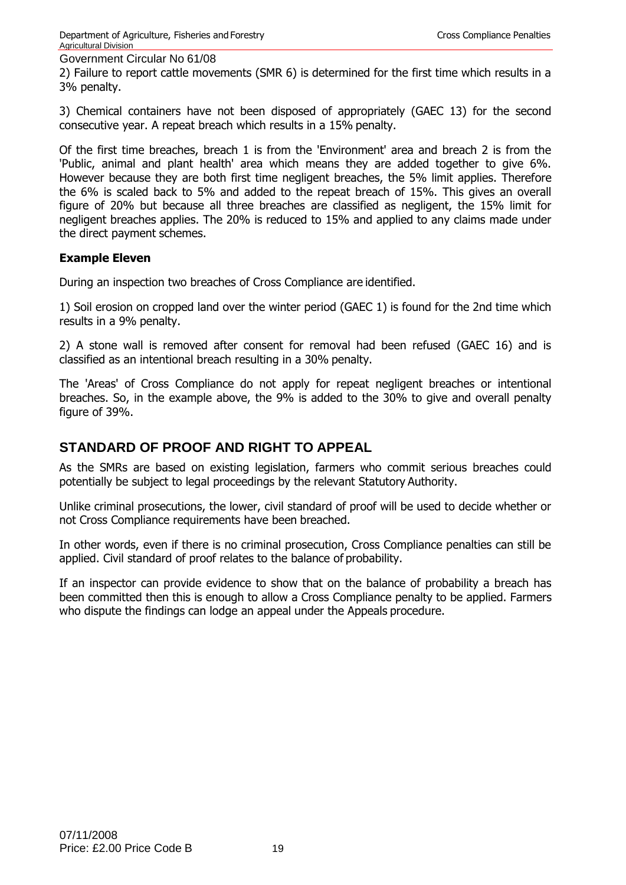2) Failure to report cattle movements (SMR 6) is determined for the first time which results in a 3% penalty.

3) Chemical containers have not been disposed of appropriately (GAEC 13) for the second consecutive year. A repeat breach which results in a 15% penalty.

Of the first time breaches, breach 1 is from the 'Environment' area and breach 2 is from the 'Public, animal and plant health' area which means they are added together to give 6%. However because they are both first time negligent breaches, the 5% limit applies. Therefore the 6% is scaled back to 5% and added to the repeat breach of 15%. This gives an overall figure of 20% but because all three breaches are classified as negligent, the 15% limit for negligent breaches applies. The 20% is reduced to 15% and applied to any claims made under the direct payment schemes.

**Example Eleven**

During an inspection two breaches of Cross Compliance are identified.

1) Soil erosion on cropped land over the winter period (GAEC 1) is found for the 2nd time which results in a 9% penalty.

2) A stone wall is removed after consent for removal had been refused (GAEC 16) and is classified as an intentional breach resulting in a 30% penalty.

The 'Areas' of Cross Compliance do not apply for repeat negligent breaches or intentional breaches. So, in the example above, the 9% is added to the 30% to give and overall penalty figure of 39%.

## STANDARD OF PROOF AND RIGHT TO APPEAL

As the SMRs are based on existing legislation, farmers who commit serious breaches could potentially be subject to legal proceedings by the relevant Statutory Authority.

Unlike criminal prosecutions, the lower, civil standard of proof will be used to decide whether or not Cross Compliance requirements have been breached.

In other words, even if there is no criminal prosecution, Cross Compliance penalties can still be applied. Civil standard of proof relates to the balance of probability.

If an inspector can provide evidence to show that on the balance of probability a breach has been committed then this is enough to allow a Cross Compliance penalty to be applied. Farmers who dispute the findings can lodge an appeal under the Appeals procedure.